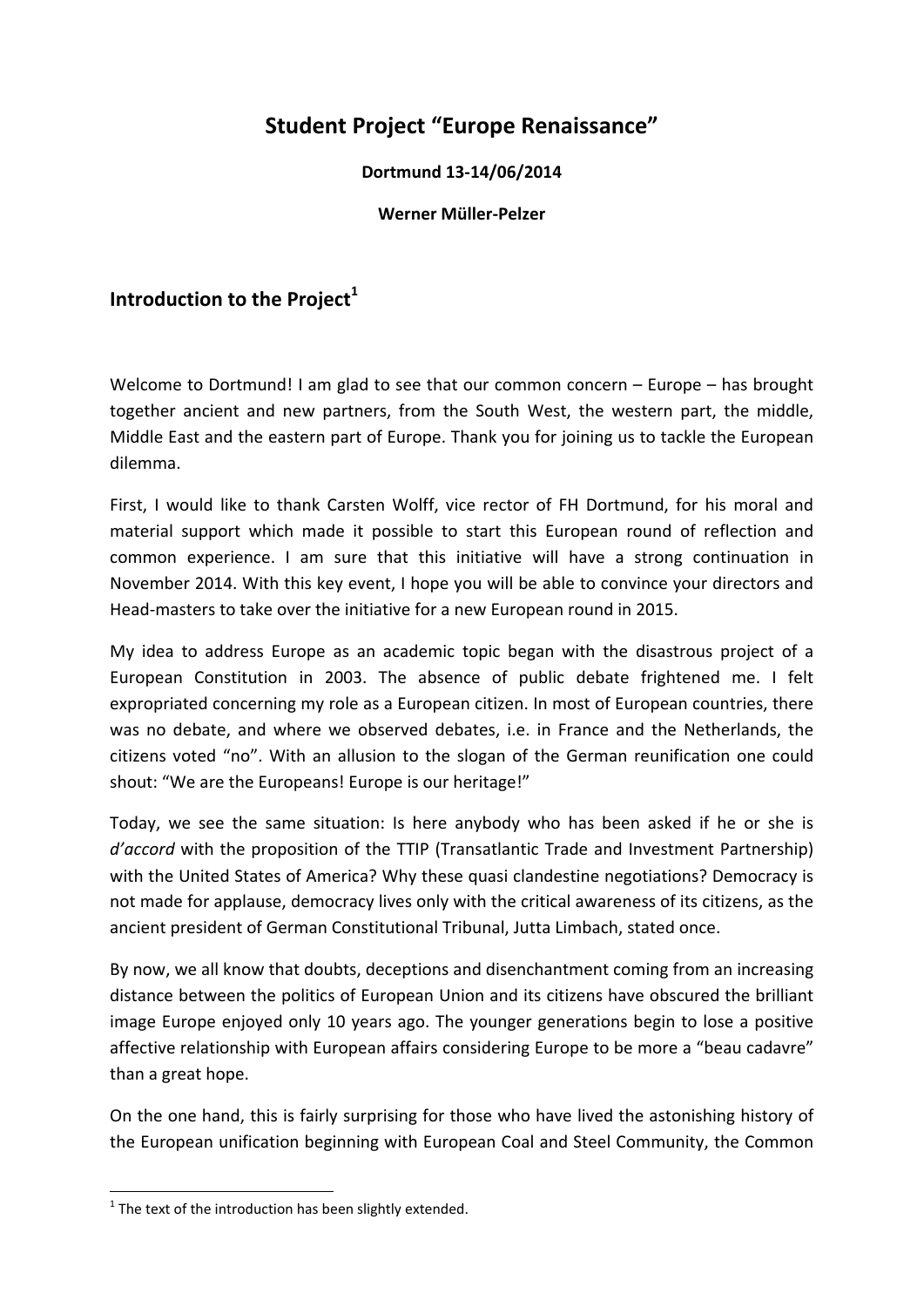# Student Project "Europe Renaissance"

**Dortmund 13-14/06/2014**

**Werner Müller-Pelzer**

## Introduction to the Project[1]

Welcome to Dortmund! I am glad to see that our common concern – Europe – has brought together ancient and new partners, from the South West, the western part, the middle, Middle East and the eastern part of Europe. Thank you for joining us to tackle the European dilemma.

First, I would like to thank Carsten Wolff, vice rector of FH Dortmund, for his moral and material support which made it possible to start this European round of reflection and common experience. I am sure that this initiative will have a strong continuation in November 2014. With this key event, I hope you will be able to convince your directors and Head-masters to take over the initiative for a new European round in 2015.

My idea to address Europe as an academic topic began with the disastrous project of a European Constitution in 2003. The absence of public debate frightened me. I felt expropriated concerning my role as a European citizen. In most of European countries, there was no debate, and where we observed debates, i.e. in France and the Netherlands, the citizens voted "no". With an allusion to the slogan of the German reunification one could shout: "We are the Europeans! Europe is our heritage!"

Today, we see the same situation: Is here anybody who has been asked if he or she is *d'accord* with the proposition of the TTIP (Transatlantic Trade and Investment Partnership) with the United States of America? Why these quasi clandestine negotiations? Democracy is not made for applause, democracy lives only with the critical awareness of its citizens, as the ancient president of German Constitutional Tribunal, Jutta Limbach, stated once.

By now, we all know that doubts, deceptions and disenchantment coming from an increasing distance between the politics of European Union and its citizens have obscured the brilliant image Europe enjoyed only 10 years ago. The younger generations begin to lose a positive affective relationship with European affairs considering Europe to be more a "beau cadavre" than a great hope.

On the one hand, this is fairly surprising for those who have lived the astonishing history of the European unification beginning with European Coal and Steel Community, the Common

[1] The text of the introduction has been slightly extended.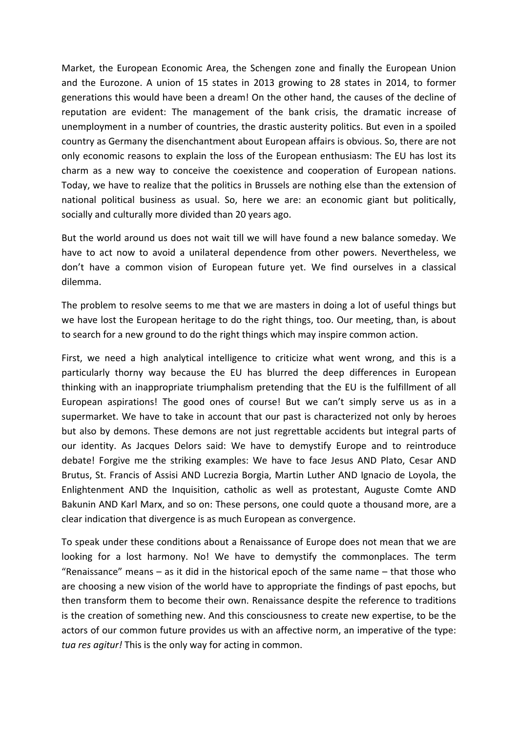Market, the European Economic Area, the Schengen zone and finally the European Union and the Eurozone. A union of 15 states in 2013 growing to 28 states in 2014, to former generations this would have been a dream! On the other hand, the causes of the decline of reputation are evident: The management of the bank crisis, the dramatic increase of unemployment in a number of countries, the drastic austerity politics. But even in a spoiled country as Germany the disenchantment about European affairs is obvious. So, there are not only economic reasons to explain the loss of the European enthusiasm: The EU has lost its charm as a new way to conceive the coexistence and cooperation of European nations. Today, we have to realize that the politics in Brussels are nothing else than the extension of national political business as usual. So, here we are: an economic giant but politically, socially and culturally more divided than 20 years ago.

But the world around us does not wait till we will have found a new balance someday. We have to act now to avoid a unilateral dependence from other powers. Nevertheless, we don't have a common vision of European future yet. We find ourselves in a classical dilemma.

The problem to resolve seems to me that we are masters in doing a lot of useful things but we have lost the European heritage to do the right things, too. Our meeting, than, is about to search for a new ground to do the right things which may inspire common action.

First, we need a high analytical intelligence to criticize what went wrong, and this is a particularly thorny way because the EU has blurred the deep differences in European thinking with an inappropriate triumphalism pretending that the EU is the fulfillment of all European aspirations! The good ones of course! But we can't simply serve us as in a supermarket. We have to take in account that our past is characterized not only by heroes but also by demons. These demons are not just regrettable accidents but integral parts of our identity. As Jacques Delors said: We have to demystify Europe and to reintroduce debate! Forgive me the striking examples: We have to face Jesus AND Plato, Cesar AND Brutus, St. Francis of Assisi AND Lucrezia Borgia, Martin Luther AND Ignacio de Loyola, the Enlightenment AND the Inquisition, catholic as well as protestant, Auguste Comte AND Bakunin AND Karl Marx, and so on: These persons, one could quote a thousand more, are a clear indication that divergence is as much European as convergence.

To speak under these conditions about a Renaissance of Europe does not mean that we are looking for a lost harmony. No! We have to demystify the commonplaces. The term "Renaissance" means – as it did in the historical epoch of the same name – that those who are choosing a new vision of the world have to appropriate the findings of past epochs, but then transform them to become their own. Renaissance despite the reference to traditions is the creation of something new. And this consciousness to create new expertise, to be the actors of our common future provides us with an affective norm, an imperative of the type: *tua res agitur!* This is the only way for acting in common.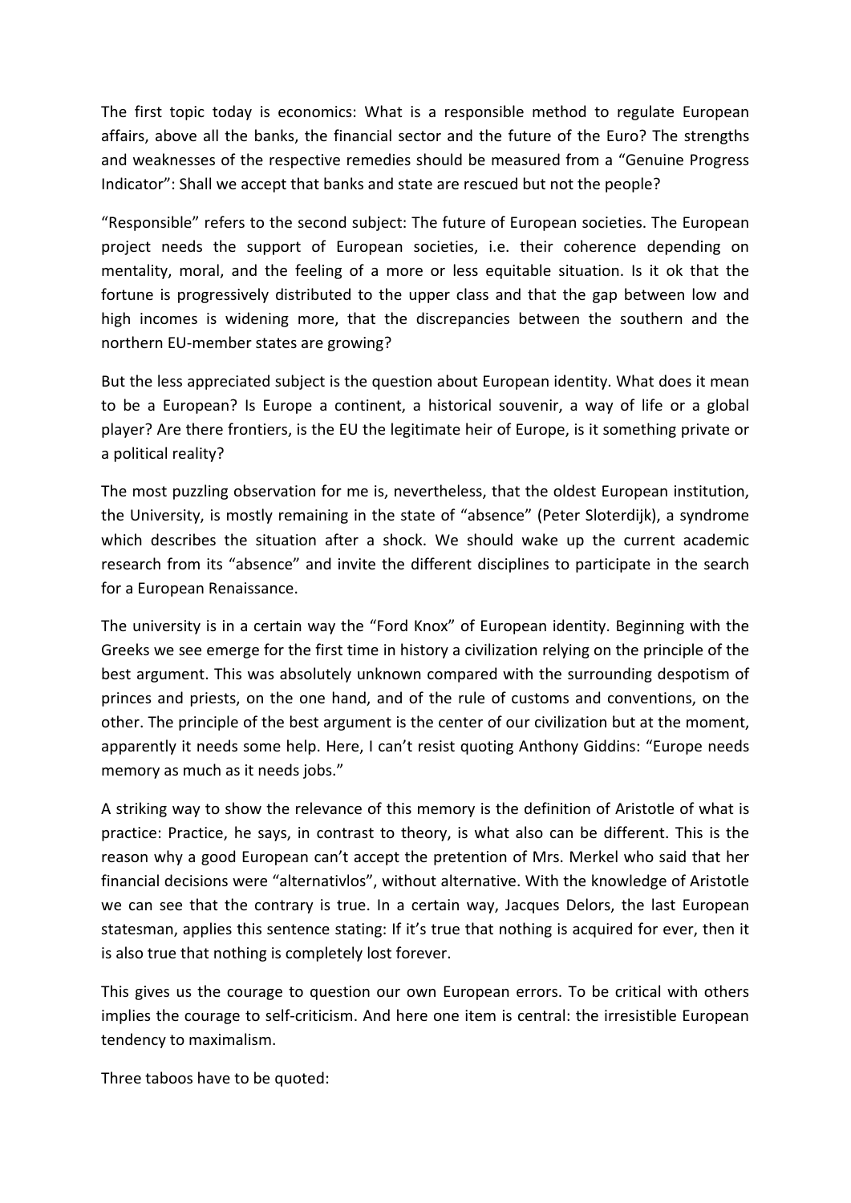The first topic today is economics: What is a responsible method to regulate European affairs, above all the banks, the financial sector and the future of the Euro? The strengths and weaknesses of the respective remedies should be measured from a "Genuine Progress Indicator": Shall we accept that banks and state are rescued but not the people?

"Responsible" refers to the second subject: The future of European societies. The European project needs the support of European societies, i.e. their coherence depending on mentality, moral, and the feeling of a more or less equitable situation. Is it ok that the fortune is progressively distributed to the upper class and that the gap between low and high incomes is widening more, that the discrepancies between the southern and the northern EU-member states are growing?

But the less appreciated subject is the question about European identity. What does it mean to be a European? Is Europe a continent, a historical souvenir, a way of life or a global player? Are there frontiers, is the EU the legitimate heir of Europe, is it something private or a political reality?

The most puzzling observation for me is, nevertheless, that the oldest European institution, the University, is mostly remaining in the state of "absence" (Peter Sloterdijk), a syndrome which describes the situation after a shock. We should wake up the current academic research from its "absence" and invite the different disciplines to participate in the search for a European Renaissance.

The university is in a certain way the "Ford Knox" of European identity. Beginning with the Greeks we see emerge for the first time in history a civilization relying on the principle of the best argument. This was absolutely unknown compared with the surrounding despotism of princes and priests, on the one hand, and of the rule of customs and conventions, on the other. The principle of the best argument is the center of our civilization but at the moment, apparently it needs some help. Here, I can't resist quoting Anthony Giddins: "Europe needs memory as much as it needs jobs."

A striking way to show the relevance of this memory is the definition of Aristotle of what is practice: Practice, he says, in contrast to theory, is what also can be different. This is the reason why a good European can't accept the pretention of Mrs. Merkel who said that her financial decisions were "alternativlos", without alternative. With the knowledge of Aristotle we can see that the contrary is true. In a certain way, Jacques Delors, the last European statesman, applies this sentence stating: If it's true that nothing is acquired for ever, then it is also true that nothing is completely lost forever.

This gives us the courage to question our own European errors. To be critical with others implies the courage to self-criticism. And here one item is central: the irresistible European tendency to maximalism.

Three taboos have to be quoted: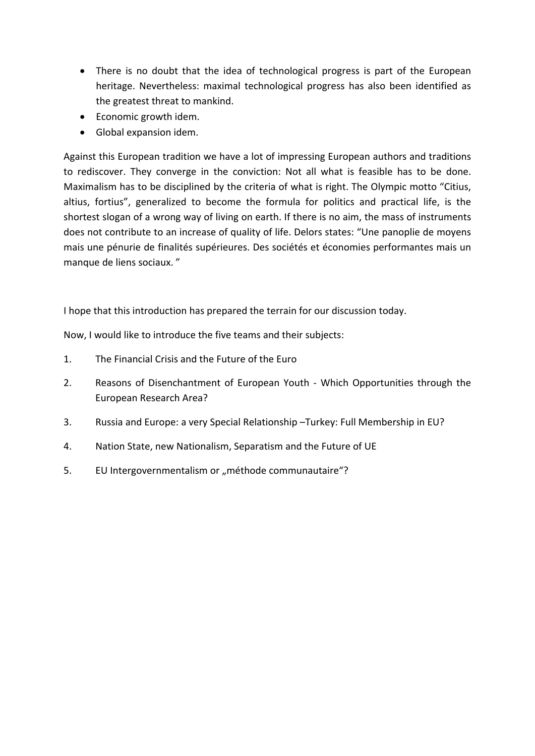- There is no doubt that the idea of technological progress is part of the European heritage. Nevertheless: maximal technological progress has also been identified as the greatest threat to mankind.
- Economic growth idem.
- Global expansion idem.

Against this European tradition we have a lot of impressing European authors and traditions to rediscover. They converge in the conviction: Not all what is feasible has to be done. Maximalism has to be disciplined by the criteria of what is right. The Olympic motto "Citius, altius, fortius", generalized to become the formula for politics and practical life, is the shortest slogan of a wrong way of living on earth. If there is no aim, the mass of instruments does not contribute to an increase of quality of life. Delors states: "Une panoplie de moyens mais une pénurie de finalités supérieures. Des sociétés et économies performantes mais un manque de liens sociaux. "

I hope that this introduction has prepared the terrain for our discussion today.

Now, I would like to introduce the five teams and their subjects:

1. The Financial Crisis and the Future of the Euro
2. Reasons of Disenchantment of European Youth - Which Opportunities through the European Research Area?
3. Russia and Europe: a very Special Relationship –Turkey: Full Membership in EU?
4. Nation State, new Nationalism, Separatism and the Future of UE
5. EU Intergovernmentalism or „méthode communautaire"?